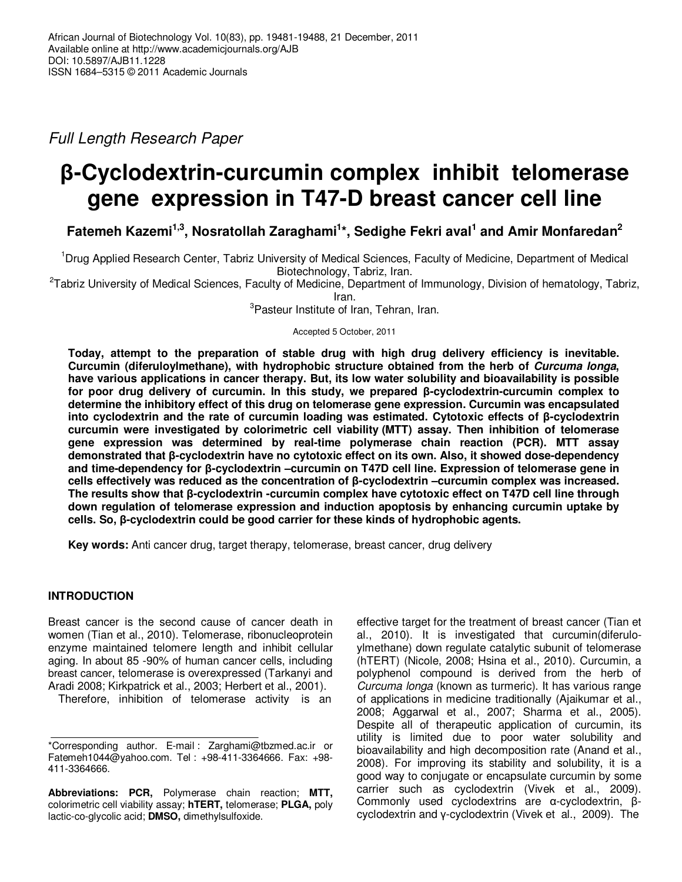African Journal of Biotechnology Vol. 10(83), pp. 19481-19488, 21 December, 2011
Available online at http://www.academicjournals.org/AJB
DOI: 10.5897/AJB11.1228
ISSN 1684–5315 © 2011 Academic Journals

*Full Length Research Paper*

# β-Cyclodextrin-curcumin complex inhibit telomerase gene expression in T47-D breast cancer cell line

**Fatemeh Kazemi[1,3], Nosratollah Zaraghami[1]*, Sedighe Fekri aval[1] and Amir Monfaredan[2]**

[1]Drug Applied Research Center, Tabriz University of Medical Sciences, Faculty of Medicine, Department of Medical Biotechnology, Tabriz, Iran.
[2]Tabriz University of Medical Sciences, Faculty of Medicine, Department of Immunology, Division of hematology, Tabriz, Iran.
[3]Pasteur Institute of Iran, Tehran, Iran.

Accepted 5 October, 2011

**Today, attempt to the preparation of stable drug with high drug delivery efficiency is inevitable. Curcumin (diferuloylmethane), with hydrophobic structure obtained from the herb of *Curcuma longa*, have various applications in cancer therapy. But, its low water solubility and bioavailability is possible for poor drug delivery of curcumin. In this study, we prepared β-cyclodextrin-curcumin complex to determine the inhibitory effect of this drug on telomerase gene expression. Curcumin was encapsulated into cyclodextrin and the rate of curcumin loading was estimated. Cytotoxic effects of β-cyclodextrin curcumin were investigated by colorimetric cell viability (MTT) assay. Then inhibition of telomerase gene expression was determined by real-time polymerase chain reaction (PCR). MTT assay demonstrated that β-cyclodextrin have no cytotoxic effect on its own. Also, it showed dose-dependency and time-dependency for β-cyclodextrin –curcumin on T47D cell line. Expression of telomerase gene in cells effectively was reduced as the concentration of β-cyclodextrin –curcumin complex was increased. The results show that β-cyclodextrin -curcumin complex have cytotoxic effect on T47D cell line through down regulation of telomerase expression and induction apoptosis by enhancing curcumin uptake by cells. So, β-cyclodextrin could be good carrier for these kinds of hydrophobic agents.**

**Key words:** Anti cancer drug, target therapy, telomerase, breast cancer, drug delivery

## INTRODUCTION

Breast cancer is the second cause of cancer death in women (Tian et al., 2010). Telomerase, ribonucleoprotein enzyme maintained telomere length and inhibit cellular aging. In about 85 -90% of human cancer cells, including breast cancer, telomerase is overexpressed (Tarkanyi and Aradi 2008; Kirkpatrick et al., 2003; Herbert et al., 2001).

Therefore, inhibition of telomerase activity is an effective target for the treatment of breast cancer (Tian et al., 2010). It is investigated that curcumin(diferuloylmethane) down regulate catalytic subunit of telomerase (hTERT) (Nicole, 2008; Hsina et al., 2010). Curcumin, a polyphenol compound is derived from the herb of *Curcuma longa* (known as turmeric). It has various range of applications in medicine traditionally (Ajaikumar et al., 2008; Aggarwal et al., 2007; Sharma et al., 2005). Despite all of therapeutic application of curcumin, its utility is limited due to poor water solubility and bioavailability and high decomposition rate (Anand et al., 2008). For improving its stability and solubility, it is a good way to conjugate or encapsulate curcumin by some carrier such as cyclodextrin (Vivek et al., 2009). Commonly used cyclodextrins are α-cyclodextrin, β-cyclodextrin and γ-cyclodextrin (Vivek et al., 2009). The

*Corresponding author. E-mail : Zarghami@tbzmed.ac.ir or Fatemeh1044@yahoo.com. Tel : +98-411-3364666. Fax: +98-411-3364666.

**Abbreviations: PCR,** Polymerase chain reaction; **MTT,** colorimetric cell viability assay; **hTERT,** telomerase; **PLGA,** poly lactic-co-glycolic acid; **DMSO,** dimethylsulfoxide.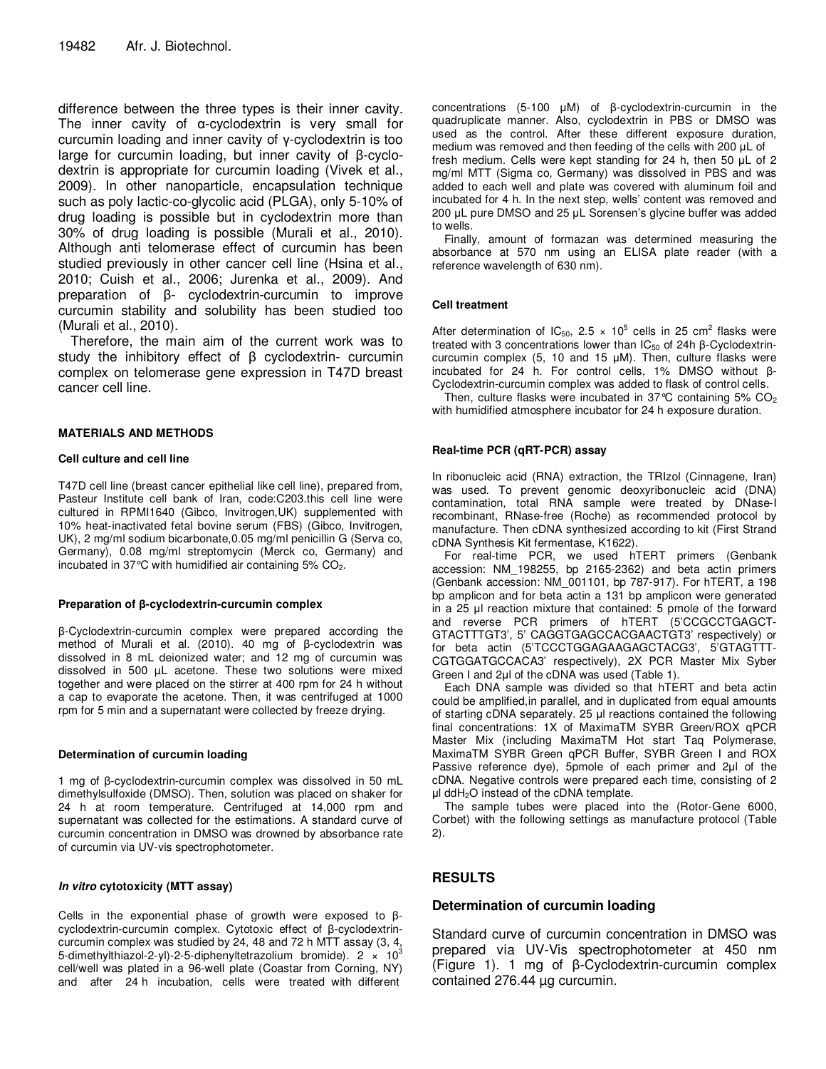difference between the three types is their inner cavity. The inner cavity of α-cyclodextrin is very small for curcumin loading and inner cavity of γ-cyclodextrin is too large for curcumin loading, but inner cavity of β-cyclodextrin is appropriate for curcumin loading (Vivek et al., 2009). In other nanoparticle, encapsulation technique such as poly lactic-co-glycolic acid (PLGA), only 5-10% of drug loading is possible but in cyclodextrin more than 30% of drug loading is possible (Murali et al., 2010). Although anti telomerase effect of curcumin has been studied previously in other cancer cell line (Hsina et al., 2010; Cuish et al., 2006; Jurenka et al., 2009). And preparation of β- cyclodextrin-curcumin to improve curcumin stability and solubility has been studied too (Murali et al., 2010).

Therefore, the main aim of the current work was to study the inhibitory effect of β cyclodextrin- curcumin complex on telomerase gene expression in T47D breast cancer cell line.

## MATERIALS AND METHODS

### Cell culture and cell line

T47D cell line (breast cancer epithelial like cell line), prepared from, Pasteur Institute cell bank of Iran, code:C203.this cell line were cultured in RPMI1640 (Gibco, Invitrogen,UK) supplemented with 10% heat-inactivated fetal bovine serum (FBS) (Gibco, Invitrogen, UK), 2 mg/ml sodium bicarbonate,0.05 mg/ml penicillin G (Serva co, Germany), 0.08 mg/ml streptomycin (Merck co, Germany) and incubated in 37°C with humidified air containing 5% $CO_2$.

### Preparation of β-cyclodextrin-curcumin complex

β-Cyclodextrin-curcumin complex were prepared according the method of Murali et al. (2010). 40 mg of β-cyclodextrin was dissolved in 8 mL deionized water; and 12 mg of curcumin was dissolved in 500 µL acetone. These two solutions were mixed together and were placed on the stirrer at 400 rpm for 24 h without a cap to evaporate the acetone. Then, it was centrifuged at 1000 rpm for 5 min and a supernatant were collected by freeze drying.

### Determination of curcumin loading

1 mg of β-cyclodextrin-curcumin complex was dissolved in 50 mL dimethylsulfoxide (DMSO). Then, solution was placed on shaker for 24 h at room temperature. Centrifuged at 14,000 rpm and supernatant was collected for the estimations. A standard curve of curcumin concentration in DMSO was drowned by absorbance rate of curcumin via UV-vis spectrophotometer.

### *In vitro* cytotoxicity (MTT assay)

Cells in the exponential phase of growth were exposed to β-cyclodextrin-curcumin complex. Cytotoxic effect of β-cyclodextrin-curcumin complex was studied by 24, 48 and 72 h MTT assay (3, 4, 5-dimethylthiazol-2-yl)-2-5-diphenyltetrazolium bromide). $2 \times 10^3$ cell/well was plated in a 96-well plate (Coastar from Corning, NY) and after 24 h incubation, cells were treated with different concentrations (5-100 µM) of β-cyclodextrin-curcumin in the quadruplicate manner. Also, cyclodextrin in PBS or DMSO was used as the control. After these different exposure duration, medium was removed and then feeding of the cells with 200 µL of fresh medium. Cells were kept standing for 24 h, then 50 µL of 2 mg/ml MTT (Sigma co, Germany) was dissolved in PBS and was added to each well and plate was covered with aluminum foil and incubated for 4 h. In the next step, wells' content was removed and 200 µL pure DMSO and 25 µL Sorensen's glycine buffer was added to wells.

Finally, amount of formazan was determined measuring the absorbance at 570 nm using an ELISA plate reader (with a reference wavelength of 630 nm).

### Cell treatment

After determination of $IC_{50}$, $2.5 \times 10^5$ cells in 25 $cm^2$ flasks were treated with 3 concentrations lower than $IC_{50}$ of 24h β-Cyclodextrin-curcumin complex (5, 10 and 15 µM). Then, culture flasks were incubated for 24 h. For control cells, 1% DMSO without β-Cyclodextrin-curcumin complex was added to flask of control cells.

Then, culture flasks were incubated in 37°C containing 5% $CO_2$ with humidified atmosphere incubator for 24 h exposure duration.

### Real-time PCR (qRT-PCR) assay

In ribonucleic acid (RNA) extraction, the TRIzol (Cinnagene, Iran) was used. To prevent genomic deoxyribonucleic acid (DNA) contamination, total RNA sample were treated by DNase-I recombinant, RNase-free (Roche) as recommended protocol by manufacture. Then cDNA synthesized according to kit (First Strand cDNA Synthesis Kit fermentase, K1622).

For real-time PCR, we used hTERT primers (Genbank accession: NM_198255, bp 2165-2362) and beta actin primers (Genbank accession: NM_001101, bp 787-917). For hTERT, a 198 bp amplicon and for beta actin a 131 bp amplicon were generated in a 25 µl reaction mixture that contained: 5 pmole of the forward and reverse PCR primers of hTERT (5'CCGCCTGAGCT-GTACTTTGT3', 5' CAGGTGAGCCACGAACTGT3' respectively) or for beta actin (5'TCCCTGGAGAAGAGCTACG3', 5'GTAGTTT-CGTGGATGCCACA3' respectively), 2X PCR Master Mix Syber Green I and 2µl of the cDNA was used (Table 1).

Each DNA sample was divided so that hTERT and beta actin could be amplified,in parallel, and in duplicated from equal amounts of starting cDNA separately. 25 µl reactions contained the following final concentrations: 1X of MaximaTM SYBR Green/ROX qPCR Master Mix (including MaximaTM Hot start Taq Polymerase, MaximaTM SYBR Green qPCR Buffer, SYBR Green I and ROX Passive reference dye), 5pmole of each primer and 2µl of the cDNA. Negative controls were prepared each time, consisting of 2 µl $ddH_2O$ instead of the cDNA template.

The sample tubes were placed into the (Rotor-Gene 6000, Corbet) with the following settings as manufacture protocol (Table 2).

## RESULTS

### Determination of curcumin loading

Standard curve of curcumin concentration in DMSO was prepared via UV-Vis spectrophotometer at 450 nm (Figure 1). 1 mg of β-Cyclodextrin-curcumin complex contained 276.44 µg curcumin.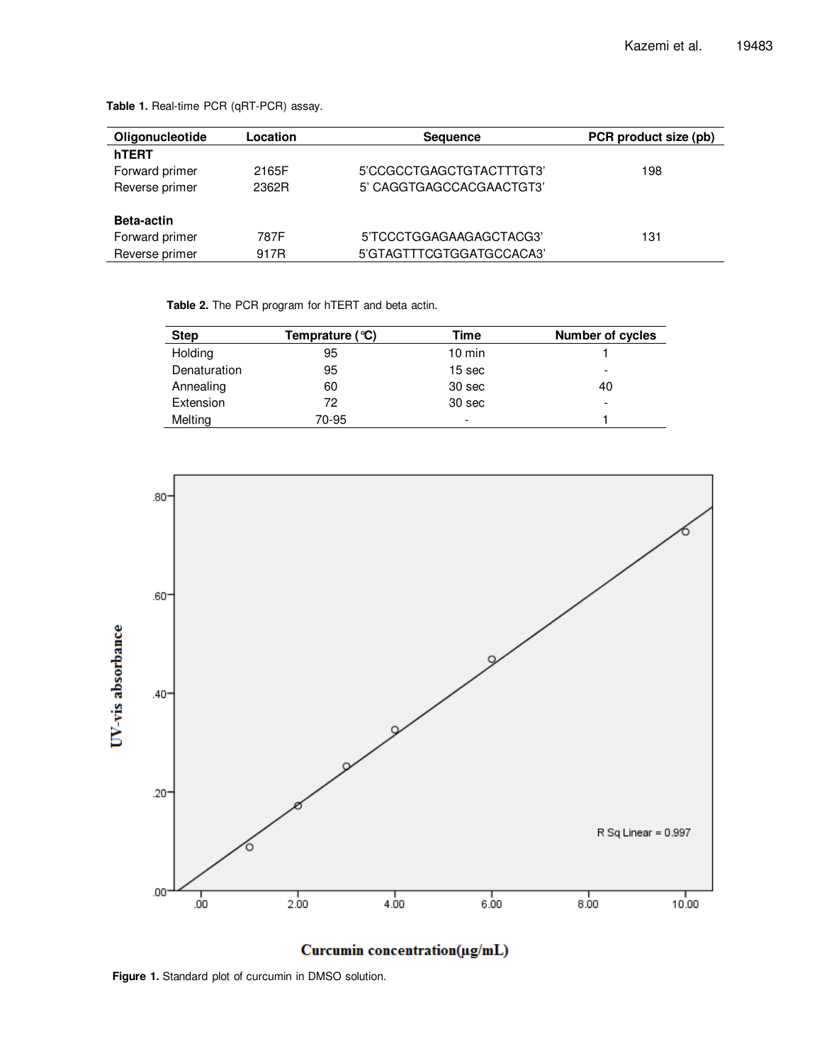**Table 1.** Real-time PCR (qRT-PCR) assay.

| Oligonucleotide | Location | Sequence | PCR product size (pb) |
|---|---|---|---|
| **hTERT** | | | |
| Forward primer | 2165F | 5'CCGCCTGAGCTGTACTTTGT3' | 198 |
| Reverse primer | 2362R | 5' CAGGTGAGCCACGAACTGT3' | |
| | | | |
| **Beta-actin** | | | |
| Forward primer | 787F | 5'TCCCTGGAGAAGAGCTACG3' | 131 |
| Reverse primer | 917R | 5'GTAGTTTCGTGGATGCCACA3' | |

**Table 2.** The PCR program for hTERT and beta actin.

| Step | Temprature (°C) | Time | Number of cycles |
|---|---|---|---|
| Holding | 95 | 10 min | 1 |
| Denaturation | 95 | 15 sec | - |
| Annealing | 60 | 30 sec | 40 |
| Extension | 72 | 30 sec | - |
| Melting | 70-95 | - | 1 |

**Figure 1.** Standard plot of curcumin in DMSO solution.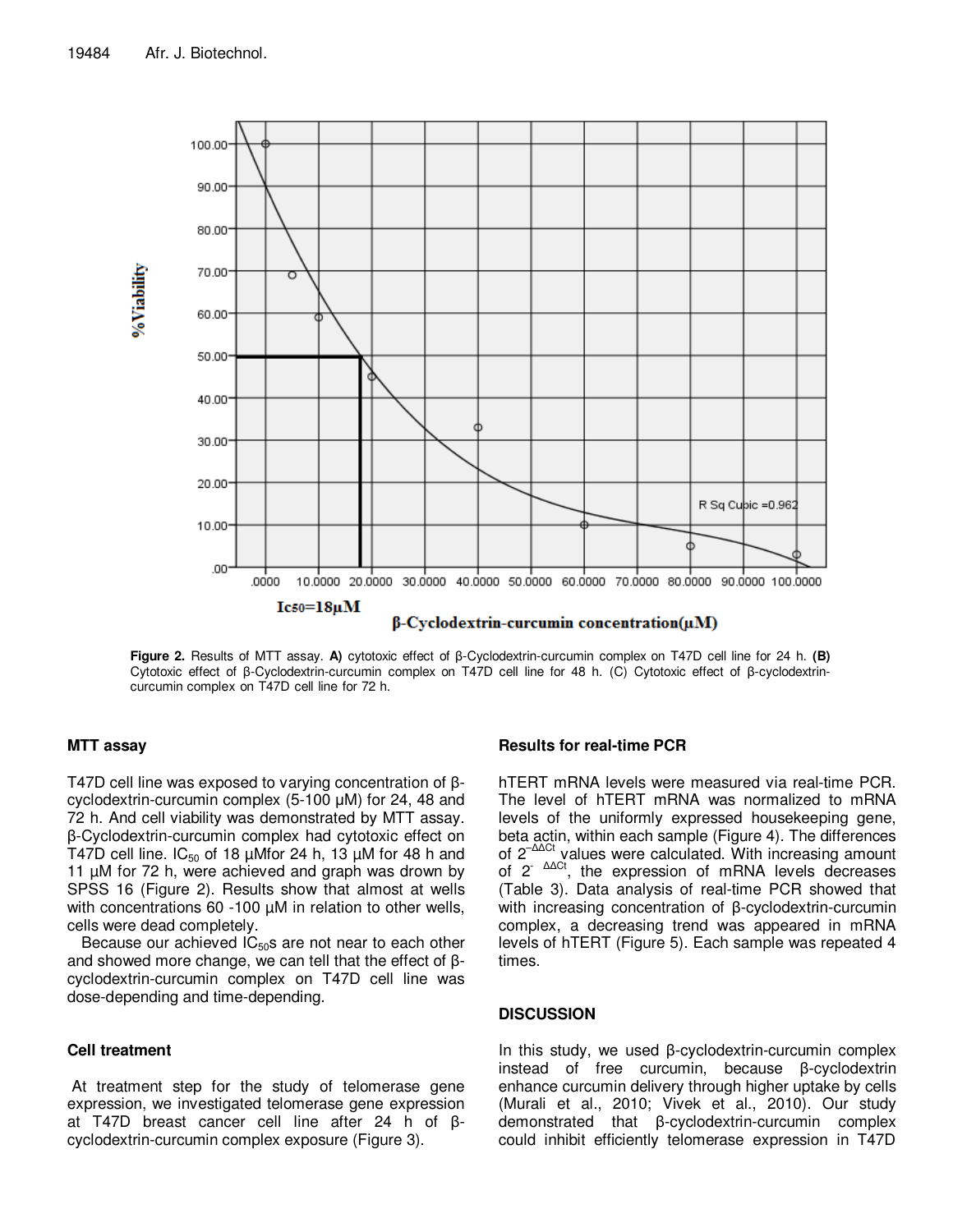Figure 2. Results of MTT assay. **A)** cytotoxic effect of β-Cyclodextrin-curcumin complex on T47D cell line for 24 h. **(B)** Cytotoxic effect of β-Cyclodextrin-curcumin complex on T47D cell line for 48 h. (C) Cytotoxic effect of β-cyclodextrin-curcumin complex on T47D cell line for 72 h.

### MTT assay

T47D cell line was exposed to varying concentration of β-cyclodextrin-curcumin complex (5-100 μM) for 24, 48 and 72 h. And cell viability was demonstrated by MTT assay. β-Cyclodextrin-curcumin complex had cytotoxic effect on T47D cell line. $IC_{50}$ of 18 μMfor 24 h, 13 μM for 48 h and 11 μM for 72 h, were achieved and graph was drown by SPSS 16 (Figure 2). Results show that almost at wells with concentrations 60 -100 μM in relation to other wells, cells were dead completely.

Because our achieved $IC_{50}$s are not near to each other and showed more change, we can tell that the effect of β-cyclodextrin-curcumin complex on T47D cell line was dose-depending and time-depending.

### Cell treatment

At treatment step for the study of telomerase gene expression, we investigated telomerase gene expression at T47D breast cancer cell line after 24 h of β-cyclodextrin-curcumin complex exposure (Figure 3).

### Results for real-time PCR

hTERT mRNA levels were measured via real-time PCR. The level of hTERT mRNA was normalized to mRNA levels of the uniformly expressed housekeeping gene, beta actin, within each sample (Figure 4). The differences of $2^{-\Delta\Delta Ct}$ values were calculated. With increasing amount of $2^{-\Delta\Delta Ct}$, the expression of mRNA levels decreases (Table 3). Data analysis of real-time PCR showed that with increasing concentration of β-cyclodextrin-curcumin complex, a decreasing trend was appeared in mRNA levels of hTERT (Figure 5). Each sample was repeated 4 times.

## DISCUSSION

In this study, we used β-cyclodextrin-curcumin complex instead of free curcumin, because β-cyclodextrin enhance curcumin delivery through higher uptake by cells (Murali et al., 2010; Vivek et al., 2010). Our study demonstrated that β-cyclodextrin-curcumin complex could inhibit efficiently telomerase expression in T47D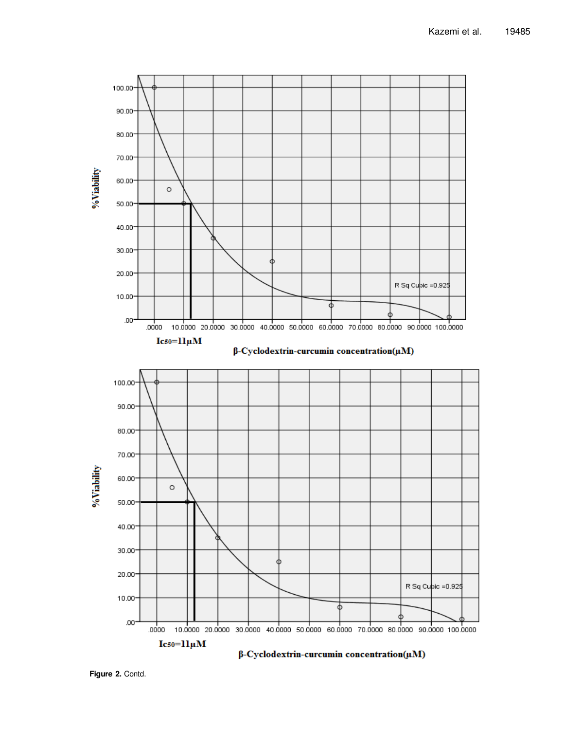**Figure 2.** Contd.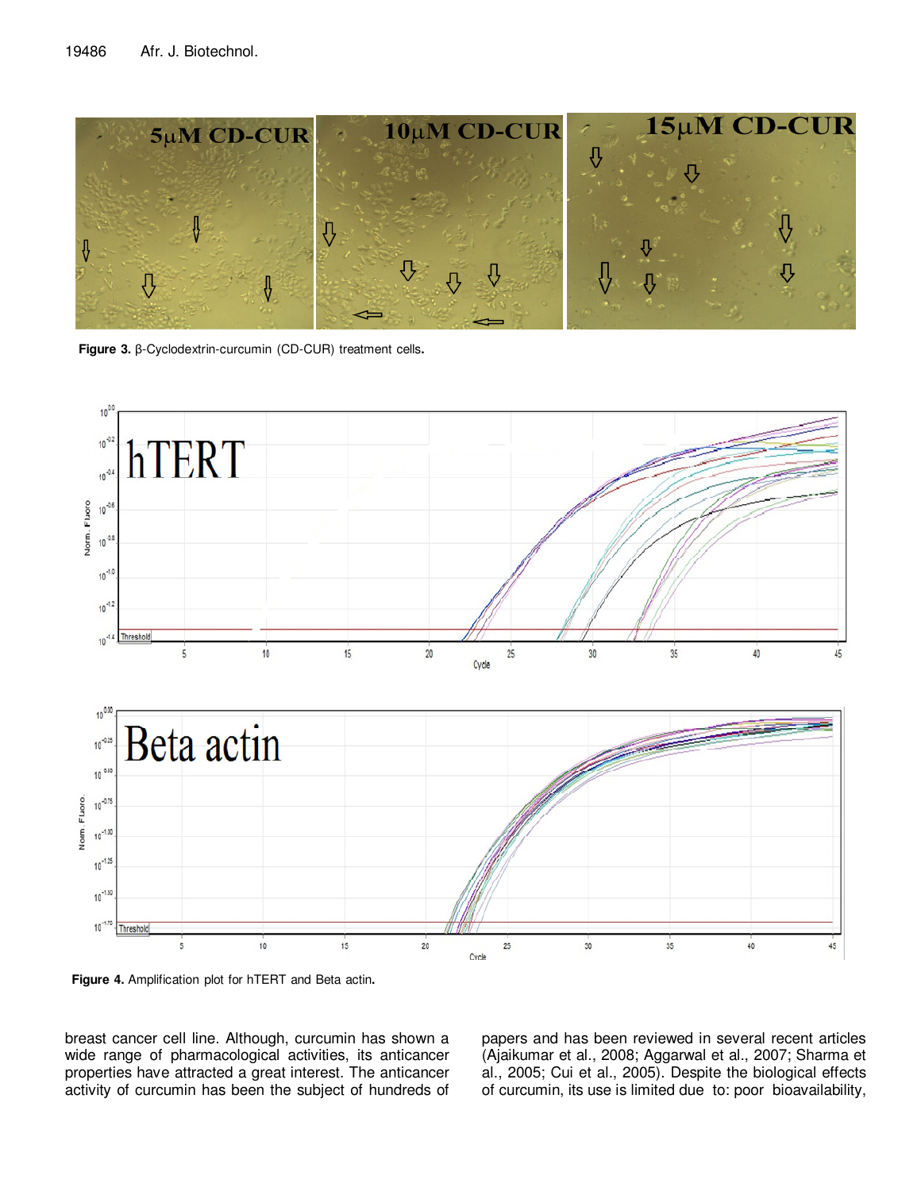Figure 3. β-Cyclodextrin-curcumin (CD-CUR) treatment cells.

Figure 4. Amplification plot for hTERT and Beta actin.

breast cancer cell line. Although, curcumin has shown a wide range of pharmacological activities, its anticancer properties have attracted a great interest. The anticancer activity of curcumin has been the subject of hundreds of papers and has been reviewed in several recent articles (Ajaikumar et al., 2008; Aggarwal et al., 2007; Sharma et al., 2005; Cui et al., 2005). Despite the biological effects of curcumin, its use is limited due to: poor bioavailability,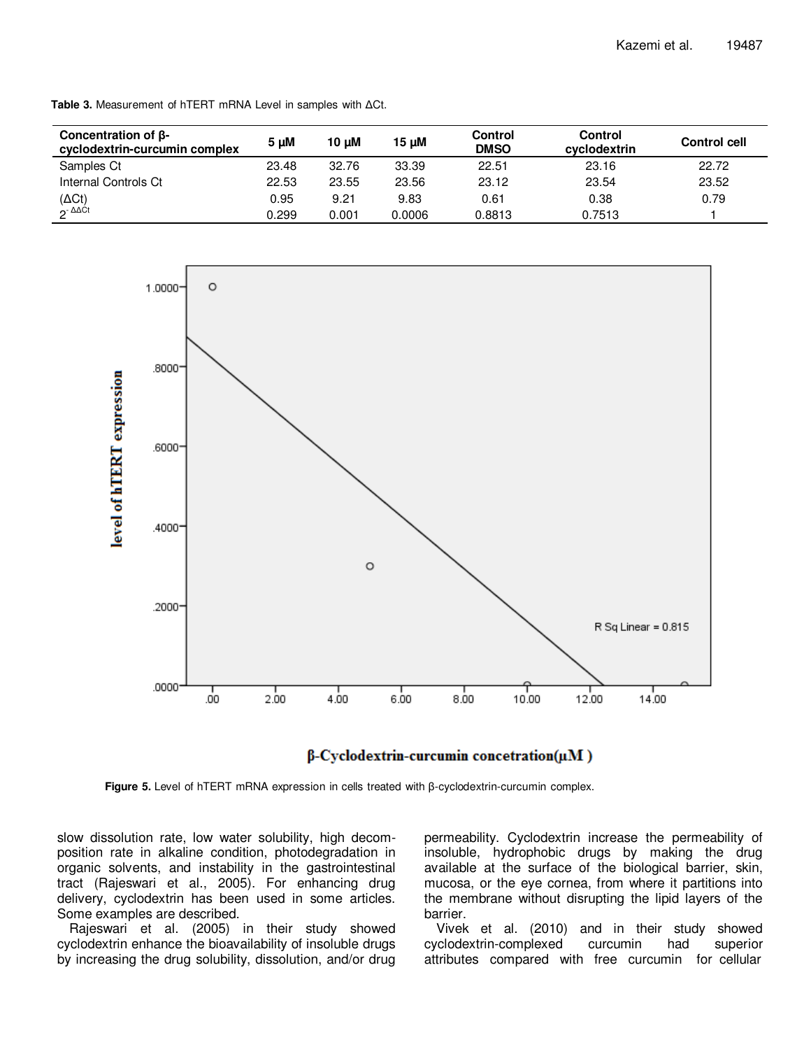**Table 3.** Measurement of hTERT mRNA Level in samples with ΔCt.

| Concentration of β-cyclodextrin-curcumin complex | 5 μM | 10 μM | 15 μM | Control DMSO | Control cyclodextrin | Control cell |
|---|---|---|---|---|---|---|
| Samples Ct | 23.48 | 32.76 | 33.39 | 22.51 | 23.16 | 22.72 |
| Internal Controls Ct | 22.53 | 23.55 | 23.56 | 23.12 | 23.54 | 23.52 |
| (ΔCt) | 0.95 | 9.21 | 9.83 | 0.61 | 0.38 | 0.79 |
| $2^{-\Delta\Delta Ct}$ | 0.299 | 0.001 | 0.0006 | 0.8813 | 0.7513 | 1 |

**Figure 5.** Level of hTERT mRNA expression in cells treated with β-cyclodextrin-curcumin complex.

slow dissolution rate, low water solubility, high decomposition rate in alkaline condition, photodegradation in organic solvents, and instability in the gastrointestinal tract (Rajeswari et al., 2005). For enhancing drug delivery, cyclodextrin has been used in some articles. Some examples are described.

Rajeswari et al. (2005) in their study showed cyclodextrin enhance the bioavailability of insoluble drugs by increasing the drug solubility, dissolution, and/or drug permeability. Cyclodextrin increase the permeability of insoluble, hydrophobic drugs by making the drug available at the surface of the biological barrier, skin, mucosa, or the eye cornea, from where it partitions into the membrane without disrupting the lipid layers of the barrier.

Vivek et al. (2010) and in their study showed cyclodextrin-complexed curcumin had superior attributes compared with free curcumin for cellular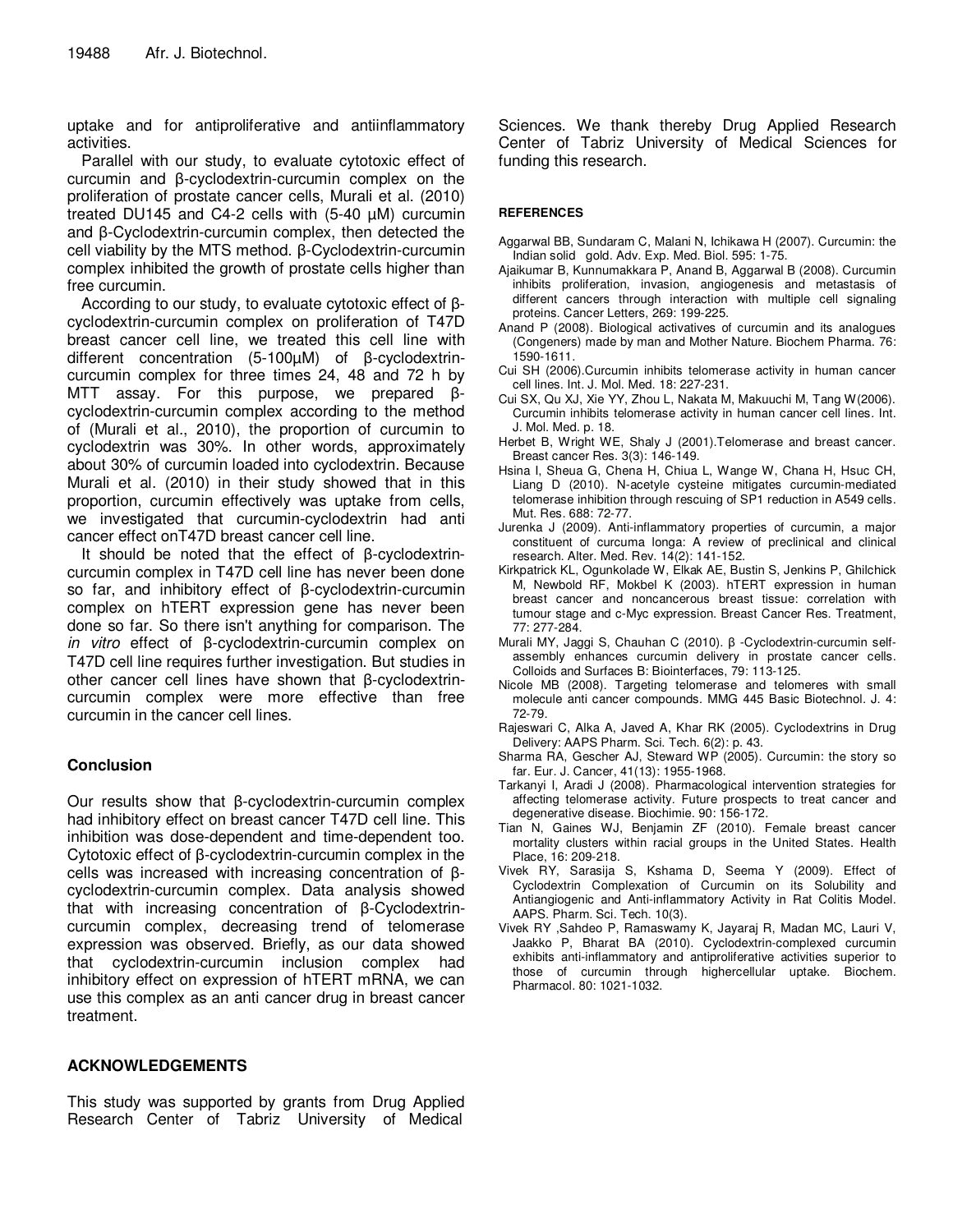uptake and for antiproliferative and antiinflammatory activities.

Parallel with our study, to evaluate cytotoxic effect of curcumin and β-cyclodextrin-curcumin complex on the proliferation of prostate cancer cells, Murali et al. (2010) treated DU145 and C4-2 cells with (5-40 µM) curcumin and β-Cyclodextrin-curcumin complex, then detected the cell viability by the MTS method. β-Cyclodextrin-curcumin complex inhibited the growth of prostate cells higher than free curcumin.

According to our study, to evaluate cytotoxic effect of β-cyclodextrin-curcumin complex on proliferation of T47D breast cancer cell line, we treated this cell line with different concentration (5-100µM) of β-cyclodextrin-curcumin complex for three times 24, 48 and 72 h by MTT assay. For this purpose, we prepared β-cyclodextrin-curcumin complex according to the method of (Murali et al., 2010), the proportion of curcumin to cyclodextrin was 30%. In other words, approximately about 30% of curcumin loaded into cyclodextrin. Because Murali et al. (2010) in their study showed that in this proportion, curcumin effectively was uptake from cells, we investigated that curcumin-cyclodextrin had anti cancer effect onT47D breast cancer cell line.

It should be noted that the effect of β-cyclodextrin-curcumin complex in T47D cell line has never been done so far, and inhibitory effect of β-cyclodextrin-curcumin complex on hTERT expression gene has never been done so far. So there isn't anything for comparison. The *in vitro* effect of β-cyclodextrin-curcumin complex on T47D cell line requires further investigation. But studies in other cancer cell lines have shown that β-cyclodextrin-curcumin complex were more effective than free curcumin in the cancer cell lines.

## Conclusion

Our results show that β-cyclodextrin-curcumin complex had inhibitory effect on breast cancer T47D cell line. This inhibition was dose-dependent and time-dependent too. Cytotoxic effect of β-cyclodextrin-curcumin complex in the cells was increased with increasing concentration of β-cyclodextrin-curcumin complex. Data analysis showed that with increasing concentration of β-Cyclodextrin-curcumin complex, decreasing trend of telomerase expression was observed. Briefly, as our data showed that cyclodextrin-curcumin inclusion complex had inhibitory effect on expression of hTERT mRNA, we can use this complex as an anti cancer drug in breast cancer treatment.

## ACKNOWLEDGEMENTS

This study was supported by grants from Drug Applied Research Center of Tabriz University of Medical Sciences. We thank thereby Drug Applied Research Center of Tabriz University of Medical Sciences for funding this research.

## REFERENCES

Aggarwal BB, Sundaram C, Malani N, Ichikawa H (2007). Curcumin: the Indian solid gold. Adv. Exp. Med. Biol. 595: 1-75.

Ajaikumar B, Kunnumakkara P, Anand B, Aggarwal B (2008). Curcumin inhibits proliferation, invasion, angiogenesis and metastasis of different cancers through interaction with multiple cell signaling proteins. Cancer Letters, 269: 199-225.

Anand P (2008). Biological activatives of curcumin and its analogues (Congeners) made by man and Mother Nature. Biochem Pharma. 76: 1590-1611.

Cui SH (2006).Curcumin inhibits telomerase activity in human cancer cell lines. Int. J. Mol. Med. 18: 227-231.

Cui SX, Qu XJ, Xie YY, Zhou L, Nakata M, Makuuchi M, Tang W(2006). Curcumin inhibits telomerase activity in human cancer cell lines. Int. J. Mol. Med. p. 18.

Herbet B, Wright WE, Shaly J (2001).Telomerase and breast cancer. Breast cancer Res. 3(3): 146-149.

Hsina I, Sheua G, Chena H, Chiua L, Wange W, Chana H, Hsuc CH, Liang D (2010). N-acetyle cysteine mitigates curcumin-mediated telomerase inhibition through rescuing of SP1 reduction in A549 cells. Mut. Res. 688: 72-77.

Jurenka J (2009). Anti-inflammatory properties of curcumin, a major constituent of curcuma longa: A review of preclinical and clinical research. Alter. Med. Rev. 14(2): 141-152.

Kirkpatrick KL, Ogunkolade W, Elkak AE, Bustin S, Jenkins P, Ghilchick M, Newbold RF, Mokbel K (2003). hTERT expression in human breast cancer and noncancerous breast tissue: correlation with tumour stage and c-Myc expression. Breast Cancer Res. Treatment, 77: 277-284.

Murali MY, Jaggi S, Chauhan C (2010). β -Cyclodextrin-curcumin self-assembly enhances curcumin delivery in prostate cancer cells. Colloids and Surfaces B: Biointerfaces, 79: 113-125.

Nicole MB (2008). Targeting telomerase and telomeres with small molecule anti cancer compounds. MMG 445 Basic Biotechnol. J. 4: 72-79.

Rajeswari C, Alka A, Javed A, Khar RK (2005). Cyclodextrins in Drug Delivery: AAPS Pharm. Sci. Tech. 6(2): p. 43.

Sharma RA, Gescher AJ, Steward WP (2005). Curcumin: the story so far. Eur. J. Cancer, 41(13): 1955-1968.

Tarkanyi I, Aradi J (2008). Pharmacological intervention strategies for affecting telomerase activity. Future prospects to treat cancer and degenerative disease. Biochimie. 90: 156-172.

Tian N, Gaines WJ, Benjamin ZF (2010). Female breast cancer mortality clusters within racial groups in the United States. Health Place, 16: 209-218.

Vivek RY, Sarasija S, Kshama D, Seema Y (2009). Effect of Cyclodextrin Complexation of Curcumin on its Solubility and Antiangiogenic and Anti-inflammatory Activity in Rat Colitis Model. AAPS. Pharm. Sci. Tech. 10(3).

Vivek RY ,Sahdeo P, Ramaswamy K, Jayaraj R, Madan MC, Lauri V, Jaakko P, Bharat BA (2010). Cyclodextrin-complexed curcumin exhibits anti-inflammatory and antiproliferative activities superior to those of curcumin through highercellular uptake. Biochem. Pharmacol. 80: 1021-1032.